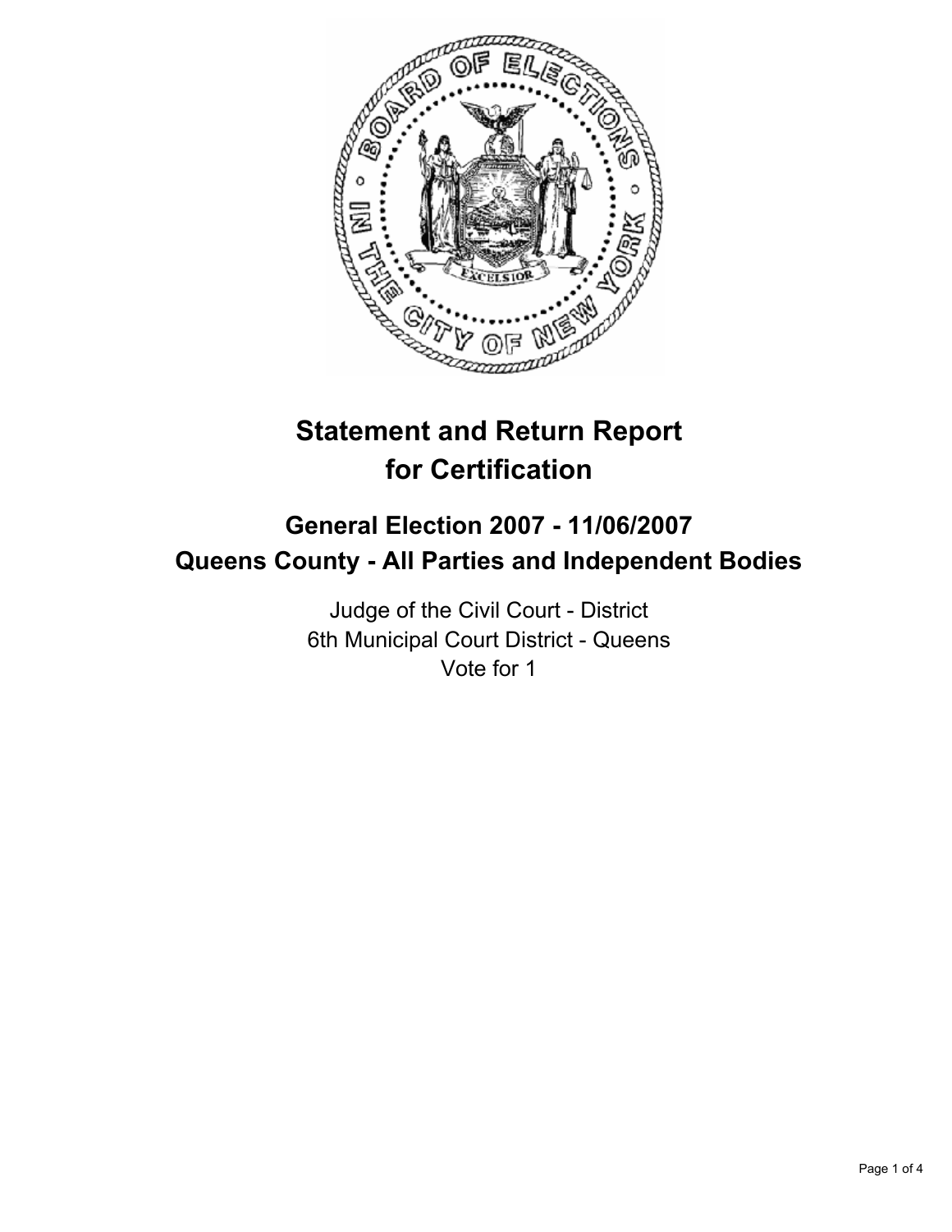# Statement and Return Report for Certification

## General Election 2007 - 11/06/2007
## Queens County - All Parties and Independent Bodies

Judge of the Civil Court - District
6th Municipal Court District - Queens
Vote for 1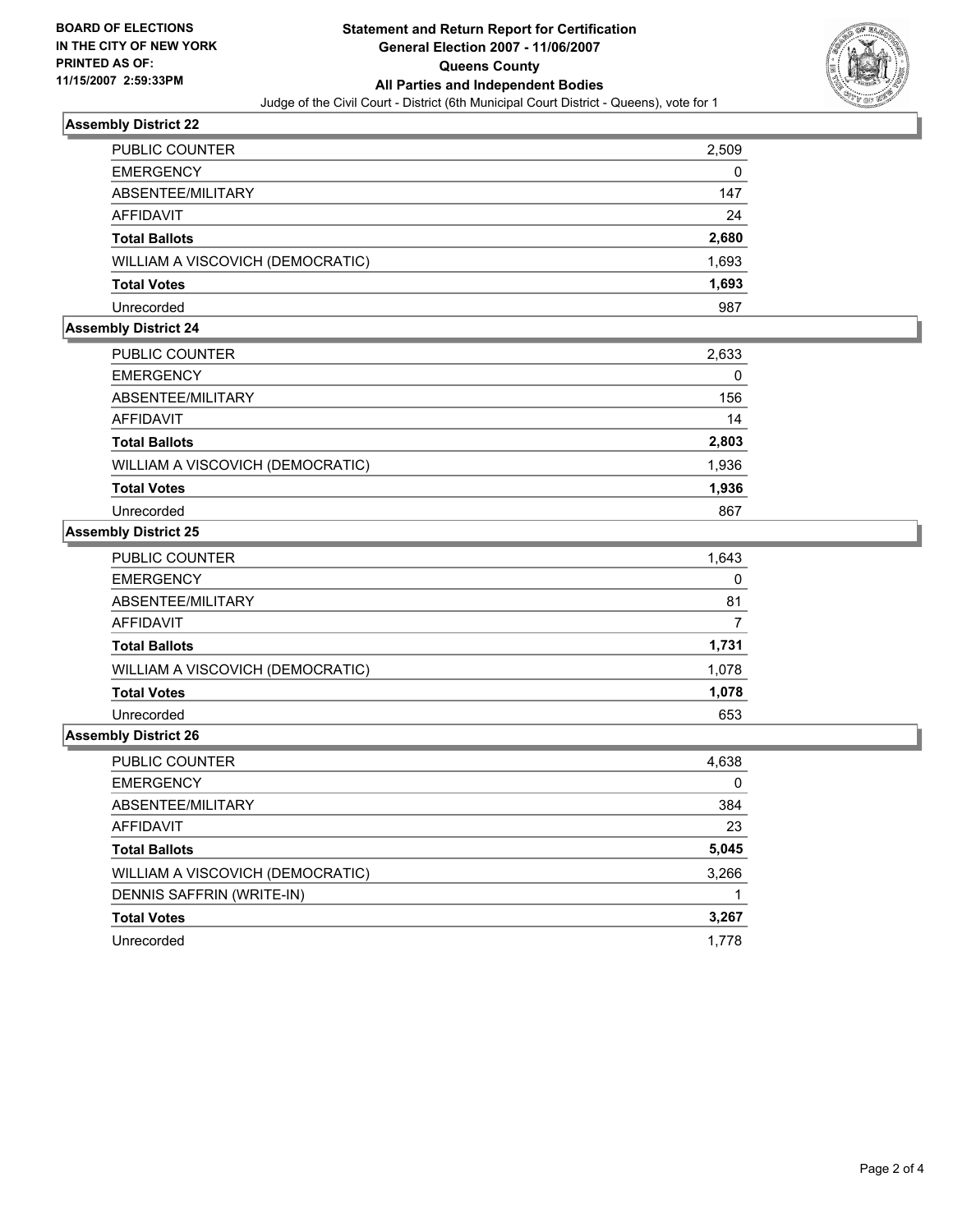**BOARD OF ELECTIONS IN THE CITY OF NEW YORK PRINTED AS OF: 11/15/2007 2:59:33PM**

# Statement and Return Report for Certification
## General Election 2007 - 11/06/2007
## Queens County
## All Parties and Independent Bodies

Judge of the Civil Court - District (6th Municipal Court District - Queens), vote for 1

### Assembly District 22

| | |
|---|---|
| PUBLIC COUNTER | 2,509 |
| EMERGENCY | 0 |
| ABSENTEE/MILITARY | 147 |
| AFFIDAVIT | 24 |
| **Total Ballots** | **2,680** |
| WILLIAM A VISCOVICH (DEMOCRATIC) | 1,693 |
| **Total Votes** | **1,693** |
| Unrecorded | 987 |

### Assembly District 24

| | |
|---|---|
| PUBLIC COUNTER | 2,633 |
| EMERGENCY | 0 |
| ABSENTEE/MILITARY | 156 |
| AFFIDAVIT | 14 |
| **Total Ballots** | **2,803** |
| WILLIAM A VISCOVICH (DEMOCRATIC) | 1,936 |
| **Total Votes** | **1,936** |
| Unrecorded | 867 |

### Assembly District 25

| | |
|---|---|
| PUBLIC COUNTER | 1,643 |
| EMERGENCY | 0 |
| ABSENTEE/MILITARY | 81 |
| AFFIDAVIT | 7 |
| **Total Ballots** | **1,731** |
| WILLIAM A VISCOVICH (DEMOCRATIC) | 1,078 |
| **Total Votes** | **1,078** |
| Unrecorded | 653 |

### Assembly District 26

| | |
|---|---|
| PUBLIC COUNTER | 4,638 |
| EMERGENCY | 0 |
| ABSENTEE/MILITARY | 384 |
| AFFIDAVIT | 23 |
| **Total Ballots** | **5,045** |
| WILLIAM A VISCOVICH (DEMOCRATIC) | 3,266 |
| DENNIS SAFFRIN (WRITE-IN) | 1 |
| **Total Votes** | **3,267** |
| Unrecorded | 1,778 |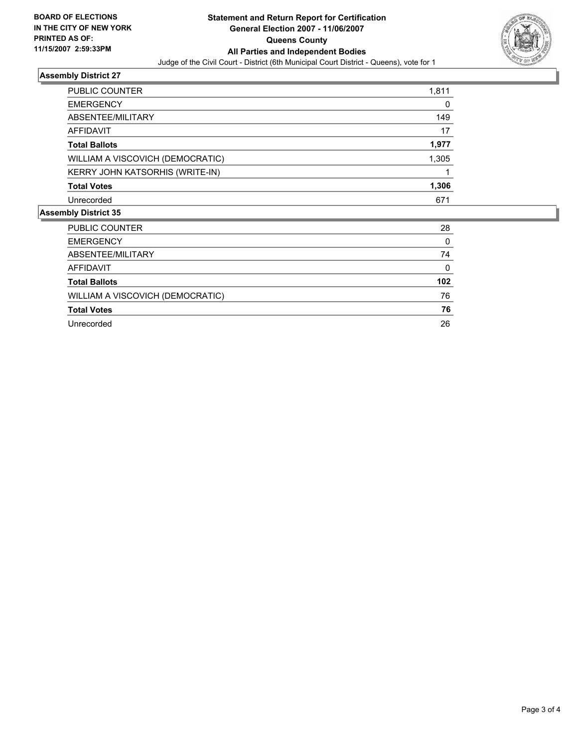BOARD OF ELECTIONS
IN THE CITY OF NEW YORK
PRINTED AS OF:
11/15/2007 2:59:33PM

**Statement and Return Report for Certification**
**General Election 2007 - 11/06/2007**
**Queens County**
**All Parties and Independent Bodies**
Judge of the Civil Court - District (6th Municipal Court District - Queens), vote for 1

### Assembly District 27

| | |
|---|---|
| PUBLIC COUNTER | 1,811 |
| EMERGENCY | 0 |
| ABSENTEE/MILITARY | 149 |
| AFFIDAVIT | 17 |
| **Total Ballots** | **1,977** |
| WILLIAM A VISCOVICH (DEMOCRATIC) | 1,305 |
| KERRY JOHN KATSORHIS (WRITE-IN) | 1 |
| **Total Votes** | **1,306** |
| Unrecorded | 671 |

### Assembly District 35

| | |
|---|---|
| PUBLIC COUNTER | 28 |
| EMERGENCY | 0 |
| ABSENTEE/MILITARY | 74 |
| AFFIDAVIT | 0 |
| **Total Ballots** | **102** |
| WILLIAM A VISCOVICH (DEMOCRATIC) | 76 |
| **Total Votes** | **76** |
| Unrecorded | 26 |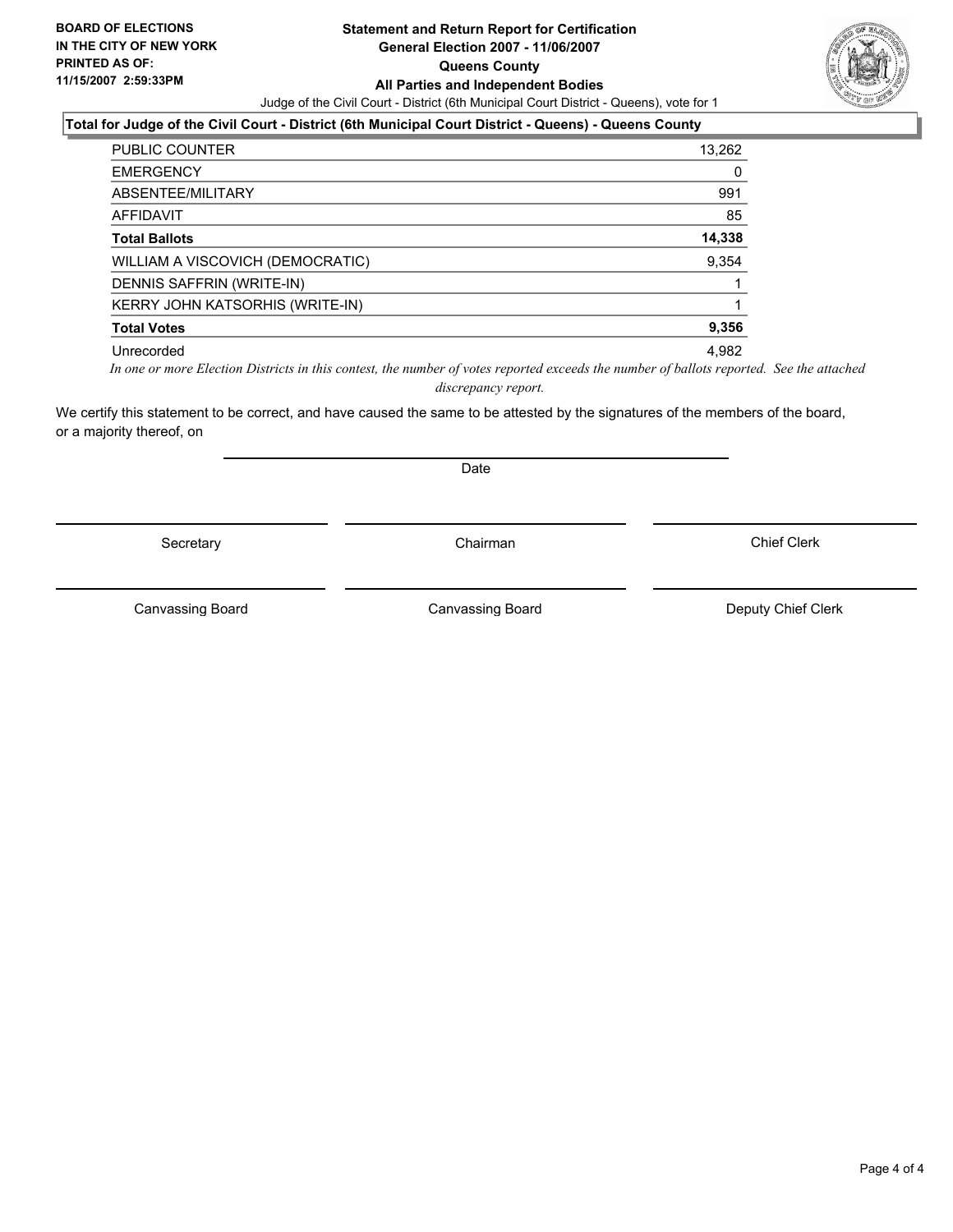**BOARD OF ELECTIONS IN THE CITY OF NEW YORK PRINTED AS OF: 11/15/2007 2:59:33PM**

# Statement and Return Report for Certification
## General Election 2007 - 11/06/2007
## Queens County
## All Parties and Independent Bodies

Judge of the Civil Court - District (6th Municipal Court District - Queens), vote for 1

**Total for Judge of the Civil Court - District (6th Municipal Court District - Queens) - Queens County**

| | |
|---|---|
| PUBLIC COUNTER | 13,262 |
| EMERGENCY | 0 |
| ABSENTEE/MILITARY | 991 |
| AFFIDAVIT | 85 |
| **Total Ballots** | **14,338** |
| WILLIAM A VISCOVICH (DEMOCRATIC) | 9,354 |
| DENNIS SAFFRIN (WRITE-IN) | 1 |
| KERRY JOHN KATSORHIS (WRITE-IN) | 1 |
| **Total Votes** | **9,356** |
| Unrecorded | 4,982 |

*In one or more Election Districts in this contest, the number of votes reported exceeds the number of ballots reported. See the attached discrepancy report.*

We certify this statement to be correct, and have caused the same to be attested by the signatures of the members of the board, or a majority thereof, on

Date

Secretary | Chairman | Chief Clerk

Canvassing Board | Canvassing Board | Deputy Chief Clerk